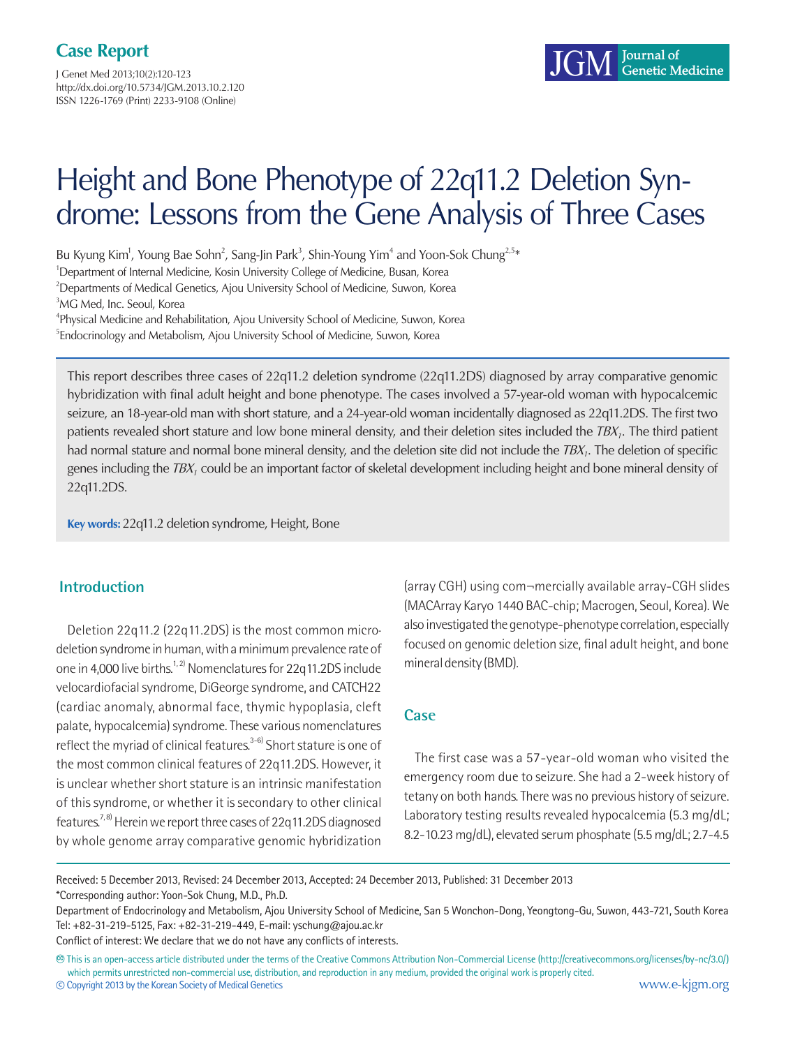Case Report

# Height and Bone Phenotype of 22q11.2 Deletion Syndrome: Lessons from the Gene Analysis of Three Cases

Bu Kyung Kim[1], Young Bae Sohn[2], Sang-Jin Park[3], Shin-Young Yim[4] and Yoon-Sok Chung[2,5]*

[1]Department of Internal Medicine, Kosin University College of Medicine, Busan, Korea
[2]Departments of Medical Genetics, Ajou University School of Medicine, Suwon, Korea
[3]MG Med, Inc. Seoul, Korea
[4]Physical Medicine and Rehabilitation, Ajou University School of Medicine, Suwon, Korea
[5]Endocrinology and Metabolism, Ajou University School of Medicine, Suwon, Korea

This report describes three cases of 22q11.2 deletion syndrome (22q11.2DS) diagnosed by array comparative genomic hybridization with final adult height and bone phenotype. The cases involved a 57-year-old woman with hypocalcemic seizure, an 18-year-old man with short stature, and a 24-year-old woman incidentally diagnosed as 22q11.2DS. The first two patients revealed short stature and low bone mineral density, and their deletion sites included the $TBX_1$. The third patient had normal stature and normal bone mineral density, and the deletion site did not include the $TBX_1$. The deletion of specific genes including the $TBX_1$ could be an important factor of skeletal development including height and bone mineral density of 22q11.2DS.

**Key words:** 22q11.2 deletion syndrome, Height, Bone

## Introduction

Deletion 22q11.2 (22q11.2DS) is the most common microdeletion syndrome in human, with a minimum prevalence rate of one in 4,000 live births.[1,2] Nomenclatures for 22q11.2DS include velocardiofacial syndrome, DiGeorge syndrome, and CATCH22 (cardiac anomaly, abnormal face, thymic hypoplasia, cleft palate, hypocalcemia) syndrome. These various nomenclatures reflect the myriad of clinical features.[3-6] Short stature is one of the most common clinical features of 22q11.2DS. However, it is unclear whether short stature is an intrinsic manifestation of this syndrome, or whether it is secondary to other clinical features.[7,8] Herein we report three cases of 22q11.2DS diagnosed by whole genome array comparative genomic hybridization (array CGH) using com¬mercially available array-CGH slides (MACArray Karyo 1440 BAC-chip; Macrogen, Seoul, Korea). We also investigated the genotype-phenotype correlation, especially focused on genomic deletion size, final adult height, and bone mineral density (BMD).

## Case

The first case was a 57-year-old woman who visited the emergency room due to seizure. She had a 2-week history of tetany on both hands. There was no previous history of seizure. Laboratory testing results revealed hypocalcemia (5.3 mg/dL; 8.2-10.23 mg/dL), elevated serum phosphate (5.5 mg/dL; 2.7-4.5

Received: 5 December 2013, Revised: 24 December 2013, Accepted: 24 December 2013, Published: 31 December 2013
*Corresponding author: Yoon-Sok Chung, M.D., Ph.D.
Department of Endocrinology and Metabolism, Ajou University School of Medicine, San 5 Wonchon-Dong, Yeongtong-Gu, Suwon, 443-721, South Korea
Tel: +82-31-219-5125, Fax: +82-31-219-449, E-mail: yschung@ajou.ac.kr
Conflict of interest: We declare that we do not have any conflicts of interests.

This is an open-access article distributed under the terms of the Creative Commons Attribution Non-Commercial License (http://creativecommons.org/licenses/by-nc/3.0/) which permits unrestricted non-commercial use, distribution, and reproduction in any medium, provided the original work is properly cited.
© Copyright 2013 by the Korean Society of Medical Genetics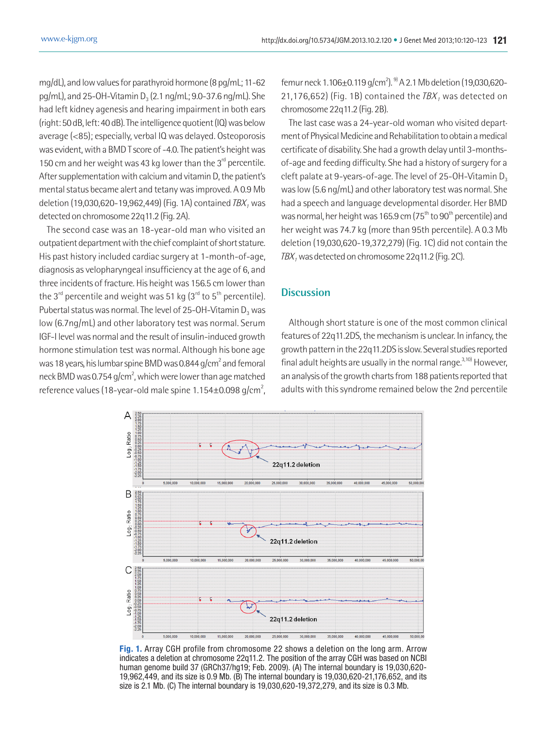mg/dL), and low values for parathyroid hormone (8 pg/mL; 11-62 pg/mL), and 25-OH-Vitamin $D_3$ (2.1 ng/mL; 9.0-37.6 ng/mL). She had left kidney agenesis and hearing impairment in both ears (right: 50 dB, left: 40 dB). The intelligence quotient (IQ) was below average (<85); especially, verbal IQ was delayed. Osteoporosis was evident, with a BMD T score of -4.0. The patient's height was 150 cm and her weight was 43 kg lower than the 3rd percentile. After supplementation with calcium and vitamin D, the patient's mental status became alert and tetany was improved. A 0.9 Mb deletion (19,030,620-19,962,449) (Fig. 1A) contained *TBX1* was detected on chromosome 22q11.2 (Fig. 2A).

The second case was an 18-year-old man who visited an outpatient department with the chief complaint of short stature. His past history included cardiac surgery at 1-month-of-age, diagnosis as velopharyngeal insufficiency at the age of 6, and three incidents of fracture. His height was 156.5 cm lower than the 3rd percentile and weight was 51 kg (3rd to 5th percentile). Pubertal status was normal. The level of 25-OH-Vitamin $D_3$ was low (6.7ng/mL) and other laboratory test was normal. Serum IGF-I level was normal and the result of insulin-induced growth hormone stimulation test was normal. Although his bone age was 18 years, his lumbar spine BMD was 0.844 g/cm$^2$ and femoral neck BMD was 0.754 g/cm$^2$, which were lower than age matched reference values (18-year-old male spine 1.154±0.098 g/cm$^2$, femur neck 1.106±0.119 g/cm$^2$).[9] A 2.1 Mb deletion (19,030,620-21,176,652) (Fig. 1B) contained the *TBX1* was detected on chromosome 22q11.2 (Fig. 2B).

The last case was a 24-year-old woman who visited department of Physical Medicine and Rehabilitation to obtain a medical certificate of disability. She had a growth delay until 3-months-of-age and feeding difficulty. She had a history of surgery for a cleft palate at 9-years-of-age. The level of 25-OH-Vitamin $D_3$ was low (5.6 ng/mL) and other laboratory test was normal. She had a speech and language developmental disorder. Her BMD was normal, her height was 165.9 cm (75th to 90th percentile) and her weight was 74.7 kg (more than 95th percentile). A 0.3 Mb deletion (19,030,620-19,372,279) (Fig. 1C) did not contain the *TBX1* was detected on chromosome 22q11.2 (Fig. 2C).

## Discussion

Although short stature is one of the most common clinical features of 22q11.2DS, the mechanism is unclear. In infancy, the growth pattern in the 22q11.2DS is slow. Several studies reported final adult heights are usually in the normal range.[3,10] However, an analysis of the growth charts from 188 patients reported that adults with this syndrome remained below the 2nd percentile

**Fig. 1.** Array CGH profile from chromosome 22 shows a deletion on the long arm. Arrow indicates a deletion at chromosome 22q11.2. The position of the array CGH was based on NCBI human genome build 37 (GRCh37/hg19; Feb. 2009). (A) The internal boundary is 19,030,620-19,962,449, and its size is 0.9 Mb. (B) The internal boundary is 19,030,620-21,176,652, and its size is 2.1 Mb. (C) The internal boundary is 19,030,620-19,372,279, and its size is 0.3 Mb.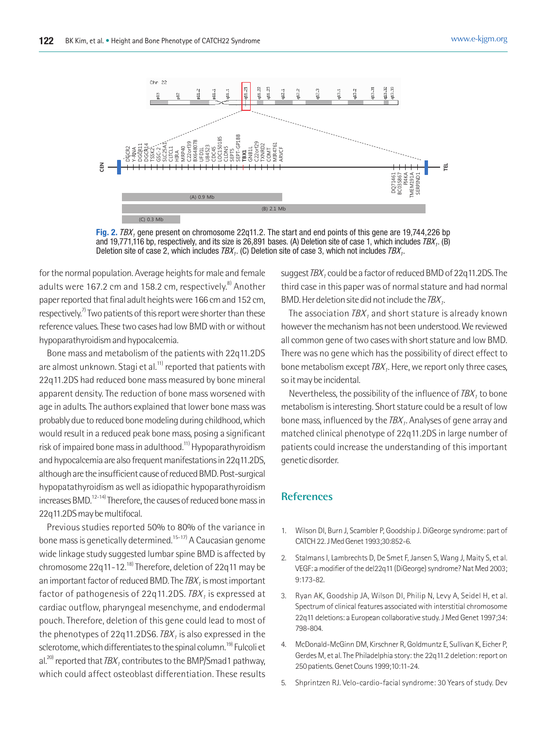Fig. 2. $TBX_1$ gene present on chromosome 22q11.2. The start and end points of this gene are 19,744,226 bp and 19,771,116 bp, respectively, and its size is 26,891 bases. (A) Deletion site of case 1, which includes $TBX_1$. (B) Deletion site of case 2, which includes $TBX_1$. (C) Deletion site of case 3, which not includes $TBX_1$.

for the normal population. Average heights for male and female adults were 167.2 cm and 158.2 cm, respectively.[8] Another paper reported that final adult heights were 166 cm and 152 cm, respectively.[7] Two patients of this report were shorter than these reference values. These two cases had low BMD with or without hypoparathyroidism and hypocalcemia.

Bone mass and metabolism of the patients with 22q11.2DS are almost unknown. Stagi et al.[11] reported that patients with 22q11.2DS had reduced bone mass measured by bone mineral apparent density. The reduction of bone mass worsened with age in adults. The authors explained that lower bone mass was probably due to reduced bone modeling during childhood, which would result in a reduced peak bone mass, posing a significant risk of impaired bone mass in adulthood.[11] Hypoparathyroidism and hypocalcemia are also frequent manifestations in 22q11.2DS, although are the insufficient cause of reduced BMD. Post-surgical hypopatathyroidism as well as idiopathic hypoparathyroidism increases BMD.[12-14] Therefore, the causes of reduced bone mass in 22q11.2DS may be multifocal.

Previous studies reported 50% to 80% of the variance in bone mass is genetically determined.[15-17] A Caucasian genome wide linkage study suggested lumbar spine BMD is affected by chromosome 22q11-12.[18] Therefore, deletion of 22q11 may be an important factor of reduced BMD. The $TBX_1$ is most important factor of pathogenesis of 22q11.2DS. $TBX_1$ is expressed at cardiac outflow, pharyngeal mesenchyme, and endodermal pouch. Therefore, deletion of this gene could lead to most of the phenotypes of 22q11.2DS6. $TBX_1$ is also expressed in the sclerotome, which differentiates to the spinal column.[19] Fulcoli et al.[20] reported that $TBX_1$ contributes to the BMP/Smad1 pathway, which could affect osteoblast differentiation. These results suggest $TBX_1$ could be a factor of reduced BMD of 22q11.2DS. The third case in this paper was of normal stature and had normal BMD. Her deletion site did not include the $TBX_1$.

The association $TBX_1$ and short stature is already known however the mechanism has not been understood. We reviewed all common gene of two cases with short stature and low BMD. There was no gene which has the possibility of direct effect to bone metabolism except $TBX_1$. Here, we report only three cases, so it may be incidental.

Nevertheless, the possibility of the influence of $TBX_1$ to bone metabolism is interesting. Short stature could be a result of low bone mass, influenced by the $TBX_1$. Analyses of gene array and matched clinical phenotype of 22q11.2DS in large number of patients could increase the understanding of this important genetic disorder.

## References

1. Wilson DI, Burn J, Scambler P, Goodship J. DiGeorge syndrome: part of CATCH 22. J Med Genet 1993;30:852-6.
2. Stalmans I, Lambrechts D, De Smet F, Jansen S, Wang J, Maity S, et al. VEGF: a modifier of the del22q11 (DiGeorge) syndrome? Nat Med 2003; 9:173-82.
3. Ryan AK, Goodship JA, Wilson DI, Philip N, Levy A, Seidel H, et al. Spectrum of clinical features associated with interstitial chromosome 22q11 deletions: a European collaborative study. J Med Genet 1997;34: 798-804.
4. McDonald-McGinn DM, Kirschner R, Goldmuntz E, Sullivan K, Eicher P, Gerdes M, et al. The Philadelphia story: the 22q11.2 deletion: report on 250 patients. Genet Couns 1999;10:11-24.
5. Shprintzen RJ. Velo-cardio-facial syndrome: 30 Years of study. Dev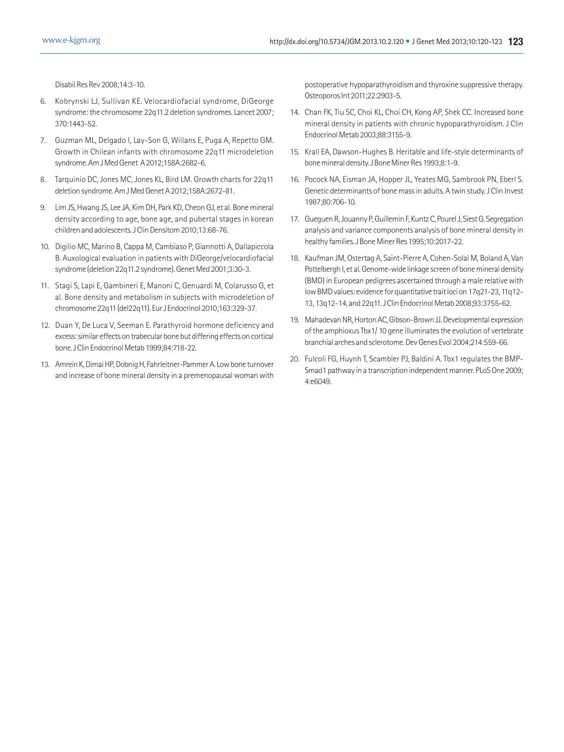Disabil Res Rev 2008;14:3-10.

6. Kobrynski LJ, Sullivan KE. Velocardiofacial syndrome, DiGeorge syndrome: the chromosome 22q11.2 deletion syndromes. Lancet 2007;370:1443-52.

7. Guzman ML, Delgado I, Lay-Son G, Willans E, Puga A, Repetto GM. Growth in Chilean infants with chromosome 22q11 microdeletion syndrome. Am J Med Genet A 2012;158A:2682-6.

8. Tarquinio DC, Jones MC, Jones KL, Bird LM. Growth charts for 22q11 deletion syndrome. Am J Med Genet A 2012;158A:2672-81.

9. Lim JS, Hwang JS, Lee JA, Kim DH, Park KD, Cheon GJ, et al. Bone mineral density according to age, bone age, and pubertal stages in korean children and adolescents. J Clin Densitom 2010;13:68-76.

10. Digilio MC, Marino B, Cappa M, Cambiaso P, Giannotti A, Dallapiccola B. Auxological evaluation in patients with DiGeorge/velocardiofacial syndrome (deletion 22q11.2 syndrome). Genet Med 2001;3:30-3.

11. Stagi S, Lapi E, Gambineri E, Manoni C, Genuardi M, Colarusso G, et al. Bone density and metabolism in subjects with microdeletion of chromosome 22q11 (del22q11). Eur J Endocrinol 2010;163:329-37.

12. Duan Y, De Luca V, Seeman E. Parathyroid hormone deficiency and excess: similar effects on trabecular bone but differing effects on cortical bone. J Clin Endocrinol Metab 1999;84:718-22.

13. Amrein K, Dimai HP, Dobnig H, Fahrleitner-Pammer A. Low bone turnover and increase of bone mineral density in a premenopausal woman with postoperative hypoparathyroidism and thyroxine suppressive therapy. Osteoporos Int 2011;22:2903-5.

14. Chan FK, Tiu SC, Choi KL, Choi CH, Kong AP, Shek CC. Increased bone mineral density in patients with chronic hypoparathyroidism. J Clin Endocrinol Metab 2003;88:3155-9.

15. Krall EA, Dawson-Hughes B. Heritable and life-style determinants of bone mineral density. J Bone Miner Res 1993;8:1-9.

16. Pocock NA, Eisman JA, Hopper JL, Yeates MG, Sambrook PN, Eberl S. Genetic determinants of bone mass in adults. A twin study. J Clin Invest 1987;80:706-10.

17. Gueguen R, Jouanny P, Guillemin F, Kuntz C, Pourel J, Siest G. Segregation analysis and variance components analysis of bone mineral density in healthy families. J Bone Miner Res 1995;10:2017-22.

18. Kaufman JM, Ostertag A, Saint-Pierre A, Cohen-Solal M, Boland A, Van Pottelbergh I, et al. Genome-wide linkage screen of bone mineral density (BMD) in European pedigrees ascertained through a male relative with low BMD values: evidence for quantitative trait loci on 17q21-23, 11q12-13, 13q12-14, and 22q11. J Clin Endocrinol Metab 2008;93:3755-62.

19. Mahadevan NR, Horton AC, Gibson-Brown JJ. Developmental expression of the amphioxus Tbx1/ 10 gene illuminates the evolution of vertebrate branchial arches and sclerotome. Dev Genes Evol 2004;214:559-66.

20. Fulcoli FG, Huynh T, Scambler PJ, Baldini A. Tbx1 regulates the BMP-Smad1 pathway in a transcription independent manner. PLoS One 2009;4:e6049.